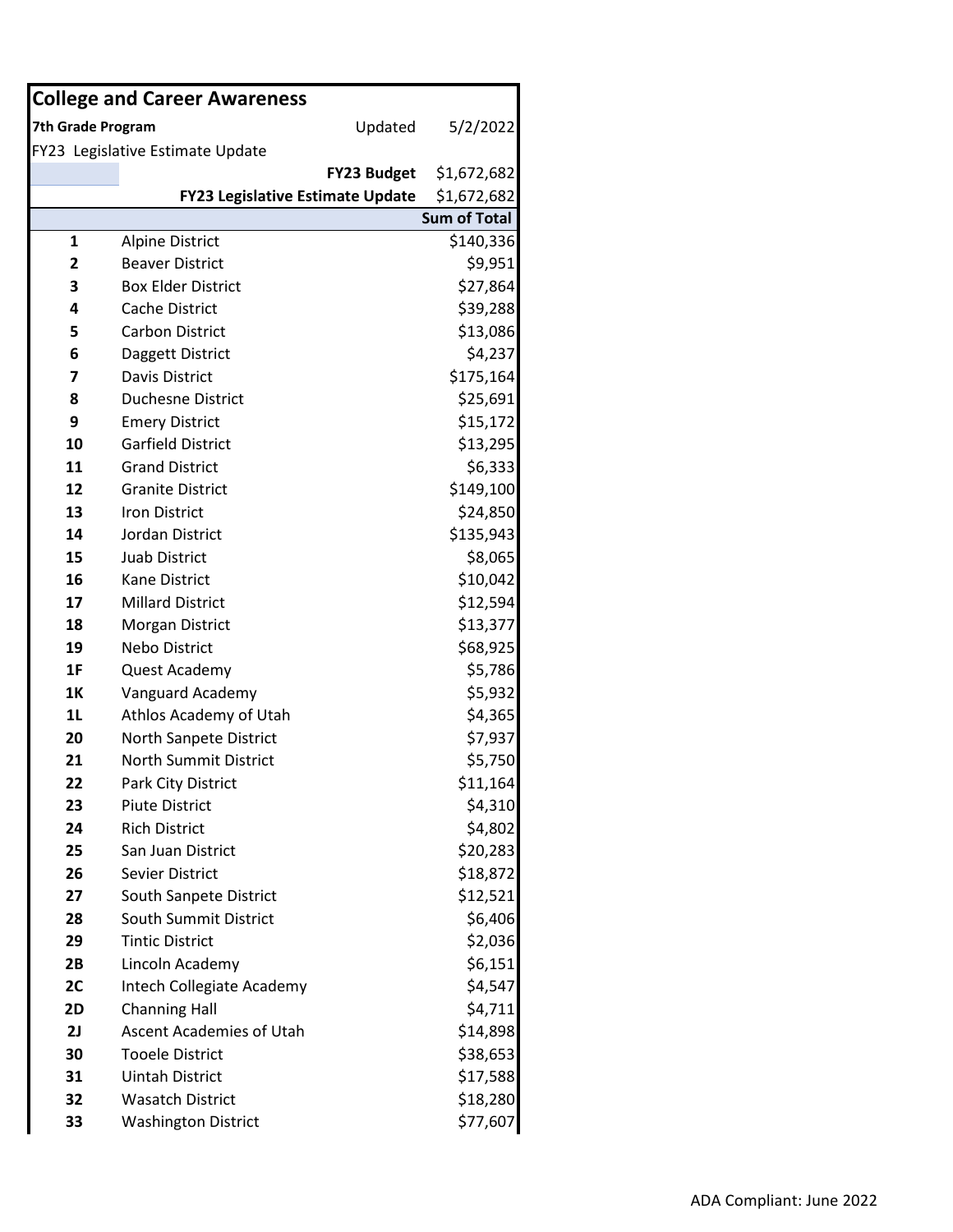## College and Career Awareness

**7th Grade Program** Updated 5/2/2022

FY23 Legislative Estimate Update

| | | |
|---|---|---|
| | **FY23 Budget** | $1,672,682 |
| | **FY23 Legislative Estimate Update** | $1,672,682 |

| | | **Sum of Total** |
|---|---|---|
| **1** | Alpine District | $140,336 |
| **2** | Beaver District | $9,951 |
| **3** | Box Elder District | $27,864 |
| **4** | Cache District | $39,288 |
| **5** | Carbon District | $13,086 |
| **6** | Daggett District | $4,237 |
| **7** | Davis District | $175,164 |
| **8** | Duchesne District | $25,691 |
| **9** | Emery District | $15,172 |
| **10** | Garfield District | $13,295 |
| **11** | Grand District | $6,333 |
| **12** | Granite District | $149,100 |
| **13** | Iron District | $24,850 |
| **14** | Jordan District | $135,943 |
| **15** | Juab District | $8,065 |
| **16** | Kane District | $10,042 |
| **17** | Millard District | $12,594 |
| **18** | Morgan District | $13,377 |
| **19** | Nebo District | $68,925 |
| **1F** | Quest Academy | $5,786 |
| **1K** | Vanguard Academy | $5,932 |
| **1L** | Athlos Academy of Utah | $4,365 |
| **20** | North Sanpete District | $7,937 |
| **21** | North Summit District | $5,750 |
| **22** | Park City District | $11,164 |
| **23** | Piute District | $4,310 |
| **24** | Rich District | $4,802 |
| **25** | San Juan District | $20,283 |
| **26** | Sevier District | $18,872 |
| **27** | South Sanpete District | $12,521 |
| **28** | South Summit District | $6,406 |
| **29** | Tintic District | $2,036 |
| **2B** | Lincoln Academy | $6,151 |
| **2C** | Intech Collegiate Academy | $4,547 |
| **2D** | Channing Hall | $4,711 |
| **2J** | Ascent Academies of Utah | $14,898 |
| **30** | Tooele District | $38,653 |
| **31** | Uintah District | $17,588 |
| **32** | Wasatch District | $18,280 |
| **33** | Washington District | $77,607 |

ADA Compliant: June 2022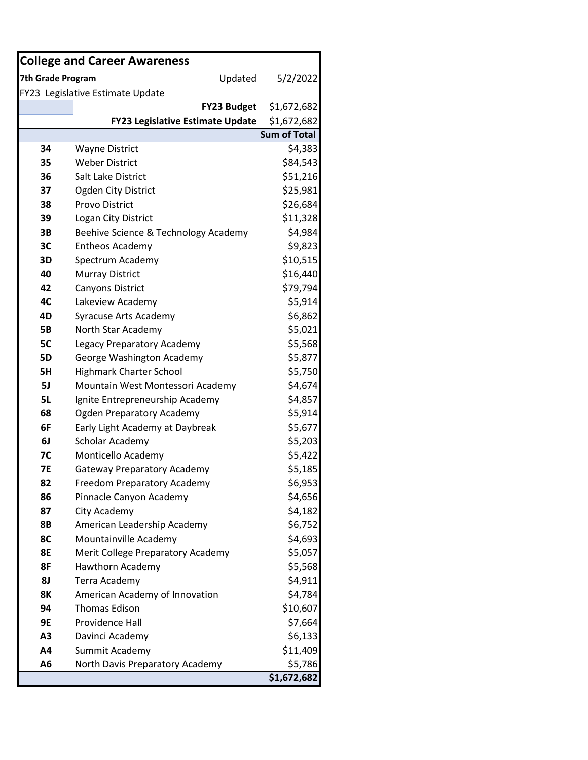## College and Career Awareness

**7th Grade Program** Updated 5/2/2022

FY23 Legislative Estimate Update

| | | |
|---|---|---|
| | **FY23 Budget** | $1,672,682 |
| | **FY23 Legislative Estimate Update** | $1,672,682 |
| | | **Sum of Total** |
| **34** | Wayne District | $4,383 |
| **35** | Weber District | $84,543 |
| **36** | Salt Lake District | $51,216 |
| **37** | Ogden City District | $25,981 |
| **38** | Provo District | $26,684 |
| **39** | Logan City District | $11,328 |
| **3B** | Beehive Science & Technology Academy | $4,984 |
| **3C** | Entheos Academy | $9,823 |
| **3D** | Spectrum Academy | $10,515 |
| **40** | Murray District | $16,440 |
| **42** | Canyons District | $79,794 |
| **4C** | Lakeview Academy | $5,914 |
| **4D** | Syracuse Arts Academy | $6,862 |
| **5B** | North Star Academy | $5,021 |
| **5C** | Legacy Preparatory Academy | $5,568 |
| **5D** | George Washington Academy | $5,877 |
| **5H** | Highmark Charter School | $5,750 |
| **5J** | Mountain West Montessori Academy | $4,674 |
| **5L** | Ignite Entrepreneurship Academy | $4,857 |
| **68** | Ogden Preparatory Academy | $5,914 |
| **6F** | Early Light Academy at Daybreak | $5,677 |
| **6J** | Scholar Academy | $5,203 |
| **7C** | Monticello Academy | $5,422 |
| **7E** | Gateway Preparatory Academy | $5,185 |
| **82** | Freedom Preparatory Academy | $6,953 |
| **86** | Pinnacle Canyon Academy | $4,656 |
| **87** | City Academy | $4,182 |
| **8B** | American Leadership Academy | $6,752 |
| **8C** | Mountainville Academy | $4,693 |
| **8E** | Merit College Preparatory Academy | $5,057 |
| **8F** | Hawthorn Academy | $5,568 |
| **8J** | Terra Academy | $4,911 |
| **8K** | American Academy of Innovation | $4,784 |
| **94** | Thomas Edison | $10,607 |
| **9E** | Providence Hall | $7,664 |
| **A3** | Davinci Academy | $6,133 |
| **A4** | Summit Academy | $11,409 |
| **A6** | North Davis Preparatory Academy | $5,786 |
| | | **$1,672,682** |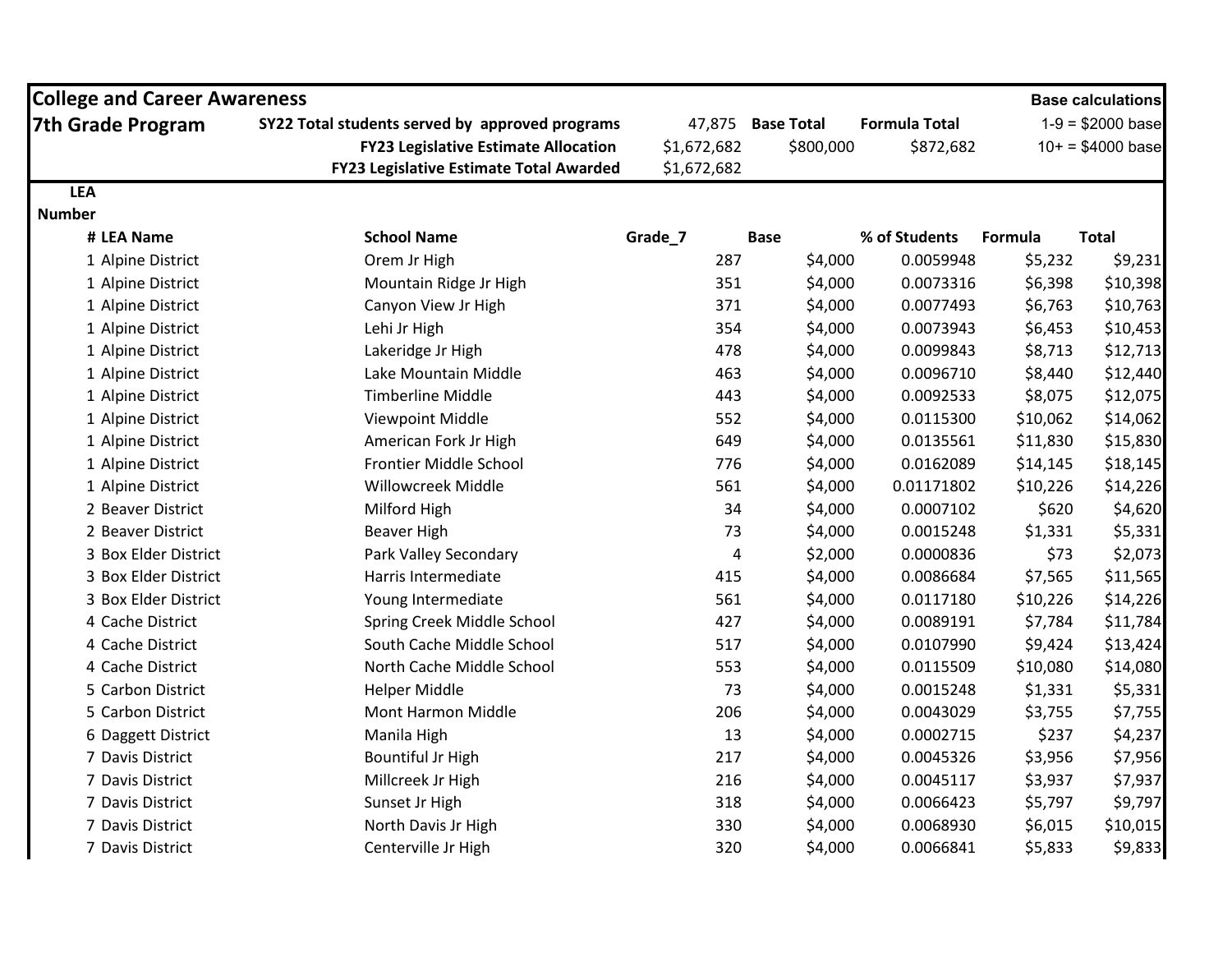## College and Career Awareness
## 7th Grade Program

| | | | | | |
|---|---|---|---|---|---|
| **SY22 Total students served by approved programs** | 47,875 | **Base Total** | **Formula Total** | | **Base calculations** |
| **FY23 Legislative Estimate Allocation** | $1,672,682 | $800,000 | $872,682 | | 1-9 = $2000 base |
| **FY23 Legislative Estimate Total Awarded** | $1,672,682 | | | | 10+ = $4000 base |

| LEA Number # | LEA Name | School Name | Grade_7 | Base | % of Students | Formula | Total |
|---|---|---|---|---|---|---|---|
| 1 | Alpine District | Orem Jr High | 287 | $4,000 | 0.0059948 | $5,232 | $9,231 |
| 1 | Alpine District | Mountain Ridge Jr High | 351 | $4,000 | 0.0073316 | $6,398 | $10,398 |
| 1 | Alpine District | Canyon View Jr High | 371 | $4,000 | 0.0077493 | $6,763 | $10,763 |
| 1 | Alpine District | Lehi Jr High | 354 | $4,000 | 0.0073943 | $6,453 | $10,453 |
| 1 | Alpine District | Lakeridge Jr High | 478 | $4,000 | 0.0099843 | $8,713 | $12,713 |
| 1 | Alpine District | Lake Mountain Middle | 463 | $4,000 | 0.0096710 | $8,440 | $12,440 |
| 1 | Alpine District | Timberline Middle | 443 | $4,000 | 0.0092533 | $8,075 | $12,075 |
| 1 | Alpine District | Viewpoint Middle | 552 | $4,000 | 0.0115300 | $10,062 | $14,062 |
| 1 | Alpine District | American Fork Jr High | 649 | $4,000 | 0.0135561 | $11,830 | $15,830 |
| 1 | Alpine District | Frontier Middle School | 776 | $4,000 | 0.0162089 | $14,145 | $18,145 |
| 1 | Alpine District | Willowcreek Middle | 561 | $4,000 | 0.01171802 | $10,226 | $14,226 |
| 2 | Beaver District | Milford High | 34 | $4,000 | 0.0007102 | $620 | $4,620 |
| 2 | Beaver District | Beaver High | 73 | $4,000 | 0.0015248 | $1,331 | $5,331 |
| 3 | Box Elder District | Park Valley Secondary | 4 | $2,000 | 0.0000836 | $73 | $2,073 |
| 3 | Box Elder District | Harris Intermediate | 415 | $4,000 | 0.0086684 | $7,565 | $11,565 |
| 3 | Box Elder District | Young Intermediate | 561 | $4,000 | 0.0117180 | $10,226 | $14,226 |
| 4 | Cache District | Spring Creek Middle School | 427 | $4,000 | 0.0089191 | $7,784 | $11,784 |
| 4 | Cache District | South Cache Middle School | 517 | $4,000 | 0.0107990 | $9,424 | $13,424 |
| 4 | Cache District | North Cache Middle School | 553 | $4,000 | 0.0115509 | $10,080 | $14,080 |
| 5 | Carbon District | Helper Middle | 73 | $4,000 | 0.0015248 | $1,331 | $5,331 |
| 5 | Carbon District | Mont Harmon Middle | 206 | $4,000 | 0.0043029 | $3,755 | $7,755 |
| 6 | Daggett District | Manila High | 13 | $4,000 | 0.0002715 | $237 | $4,237 |
| 7 | Davis District | Bountiful Jr High | 217 | $4,000 | 0.0045326 | $3,956 | $7,956 |
| 7 | Davis District | Millcreek Jr High | 216 | $4,000 | 0.0045117 | $3,937 | $7,937 |
| 7 | Davis District | Sunset Jr High | 318 | $4,000 | 0.0066423 | $5,797 | $9,797 |
| 7 | Davis District | North Davis Jr High | 330 | $4,000 | 0.0068930 | $6,015 | $10,015 |
| 7 | Davis District | Centerville Jr High | 320 | $4,000 | 0.0066841 | $5,833 | $9,833 |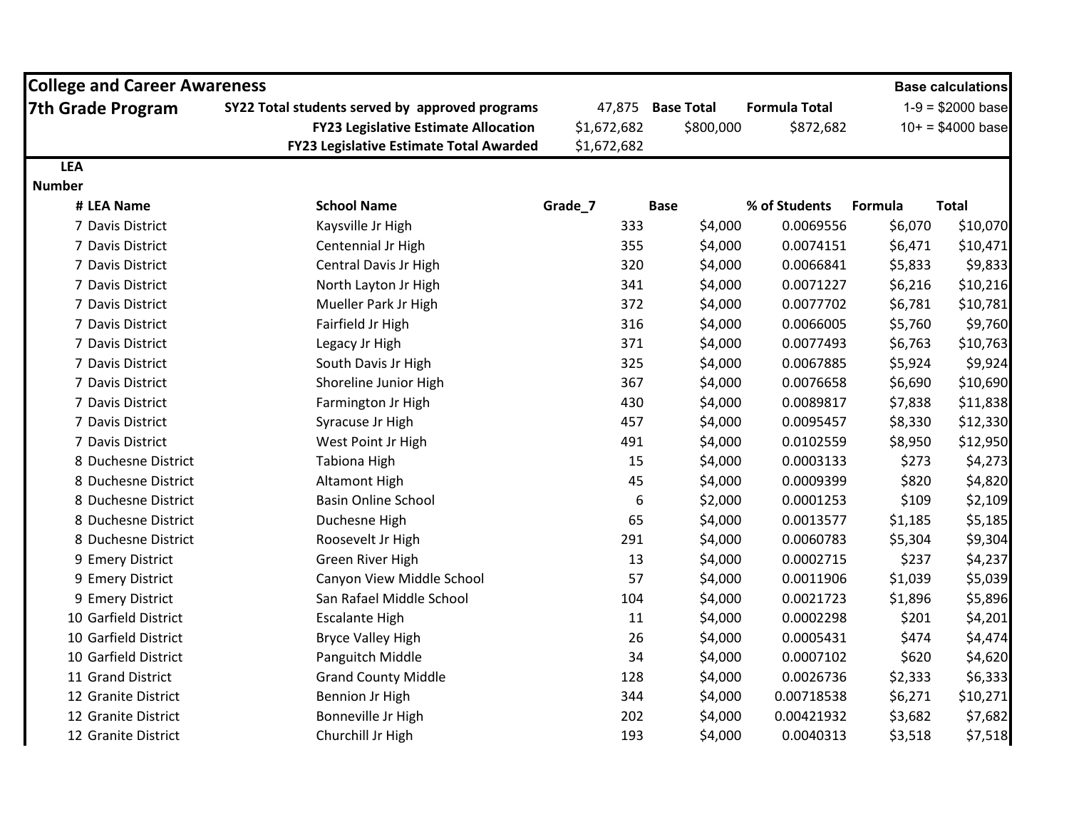| College and Career Awareness | | | | | | Base calculations |
|---|---|---|---|---|---|---|
| 7th Grade Program | SY22 Total students served by approved programs | 47,875 | Base Total | Formula Total | | 1-9 = $2000 base |
| | FY23 Legislative Estimate Allocation | $1,672,682 | $800,000 | $872,682 | | 10+ = $4000 base |
| | FY23 Legislative Estimate Total Awarded | $1,672,682 | | | | |

| LEA Number # | LEA Name | School Name | Grade_7 | Base | % of Students | Formula | Total |
|---|---|---|---|---|---|---|---|
| 7 | Davis District | Kaysville Jr High | 333 | $4,000 | 0.0069556 | $6,070 | $10,070 |
| 7 | Davis District | Centennial Jr High | 355 | $4,000 | 0.0074151 | $6,471 | $10,471 |
| 7 | Davis District | Central Davis Jr High | 320 | $4,000 | 0.0066841 | $5,833 | $9,833 |
| 7 | Davis District | North Layton Jr High | 341 | $4,000 | 0.0071227 | $6,216 | $10,216 |
| 7 | Davis District | Mueller Park Jr High | 372 | $4,000 | 0.0077702 | $6,781 | $10,781 |
| 7 | Davis District | Fairfield Jr High | 316 | $4,000 | 0.0066005 | $5,760 | $9,760 |
| 7 | Davis District | Legacy Jr High | 371 | $4,000 | 0.0077493 | $6,763 | $10,763 |
| 7 | Davis District | South Davis Jr High | 325 | $4,000 | 0.0067885 | $5,924 | $9,924 |
| 7 | Davis District | Shoreline Junior High | 367 | $4,000 | 0.0076658 | $6,690 | $10,690 |
| 7 | Davis District | Farmington Jr High | 430 | $4,000 | 0.0089817 | $7,838 | $11,838 |
| 7 | Davis District | Syracuse Jr High | 457 | $4,000 | 0.0095457 | $8,330 | $12,330 |
| 7 | Davis District | West Point Jr High | 491 | $4,000 | 0.0102559 | $8,950 | $12,950 |
| 8 | Duchesne District | Tabiona High | 15 | $4,000 | 0.0003133 | $273 | $4,273 |
| 8 | Duchesne District | Altamont High | 45 | $4,000 | 0.0009399 | $820 | $4,820 |
| 8 | Duchesne District | Basin Online School | 6 | $2,000 | 0.0001253 | $109 | $2,109 |
| 8 | Duchesne District | Duchesne High | 65 | $4,000 | 0.0013577 | $1,185 | $5,185 |
| 8 | Duchesne District | Roosevelt Jr High | 291 | $4,000 | 0.0060783 | $5,304 | $9,304 |
| 9 | Emery District | Green River High | 13 | $4,000 | 0.0002715 | $237 | $4,237 |
| 9 | Emery District | Canyon View Middle School | 57 | $4,000 | 0.0011906 | $1,039 | $5,039 |
| 9 | Emery District | San Rafael Middle School | 104 | $4,000 | 0.0021723 | $1,896 | $5,896 |
| 10 | Garfield District | Escalante High | 11 | $4,000 | 0.0002298 | $201 | $4,201 |
| 10 | Garfield District | Bryce Valley High | 26 | $4,000 | 0.0005431 | $474 | $4,474 |
| 10 | Garfield District | Panguitch Middle | 34 | $4,000 | 0.0007102 | $620 | $4,620 |
| 11 | Grand District | Grand County Middle | 128 | $4,000 | 0.0026736 | $2,333 | $6,333 |
| 12 | Granite District | Bennion Jr High | 344 | $4,000 | 0.00718538 | $6,271 | $10,271 |
| 12 | Granite District | Bonneville Jr High | 202 | $4,000 | 0.00421932 | $3,682 | $7,682 |
| 12 | Granite District | Churchill Jr High | 193 | $4,000 | 0.0040313 | $3,518 | $7,518 |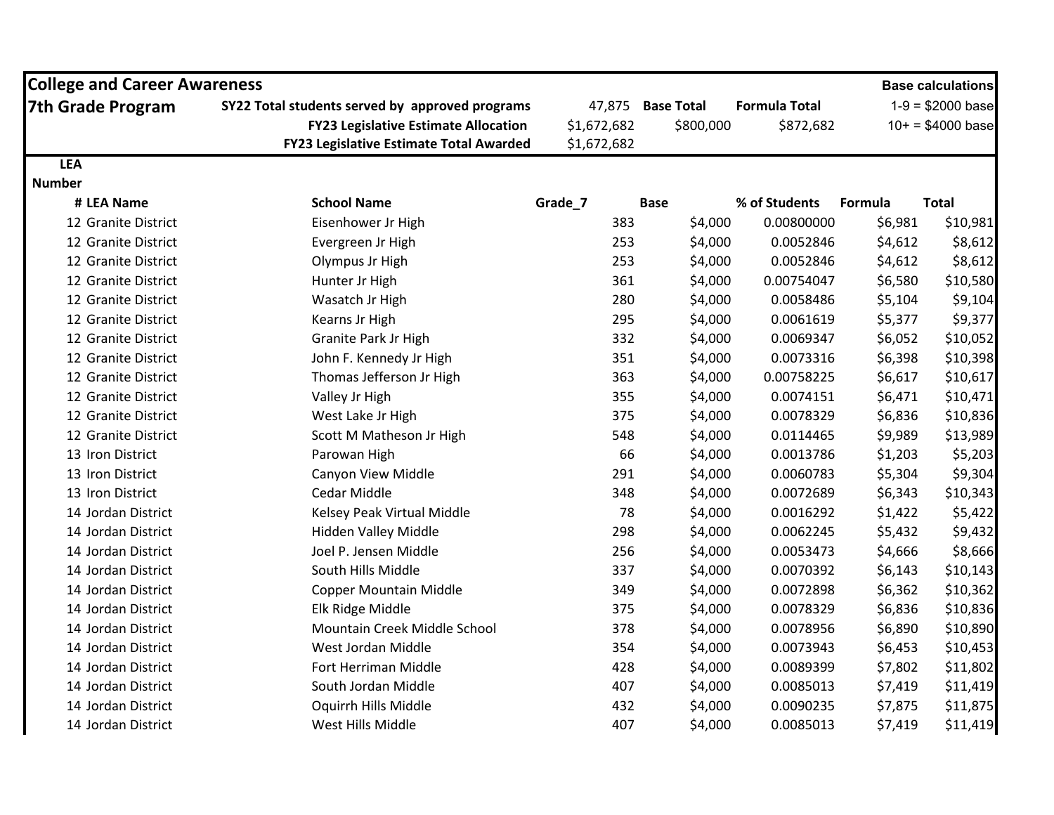| **College and Career Awareness** | | | | | | | **Base calculations** |
|---|---|---|---|---|---|---|---|
| **7th Grade Program** | | **SY22 Total students served by approved programs** | 47,875 | **Base Total** | **Formula Total** | | 1-9 = $2000 base |
| | | **FY23 Legislative Estimate Allocation** | $1,672,682 | $800,000 | $872,682 | | 10+ = $4000 base |
| | | **FY23 Legislative Estimate Total Awarded** | $1,672,682 | | | | |

| **LEA Number #** | **LEA Name** | **School Name** | **Grade_7** | **Base** | **% of Students** | **Formula** | **Total** |
|---|---|---|---|---|---|---|---|
| 12 | Granite District | Eisenhower Jr High | 383 | $4,000 | 0.00800000 | $6,981 | $10,981 |
| 12 | Granite District | Evergreen Jr High | 253 | $4,000 | 0.0052846 | $4,612 | $8,612 |
| 12 | Granite District | Olympus Jr High | 253 | $4,000 | 0.0052846 | $4,612 | $8,612 |
| 12 | Granite District | Hunter Jr High | 361 | $4,000 | 0.00754047 | $6,580 | $10,580 |
| 12 | Granite District | Wasatch Jr High | 280 | $4,000 | 0.0058486 | $5,104 | $9,104 |
| 12 | Granite District | Kearns Jr High | 295 | $4,000 | 0.0061619 | $5,377 | $9,377 |
| 12 | Granite District | Granite Park Jr High | 332 | $4,000 | 0.0069347 | $6,052 | $10,052 |
| 12 | Granite District | John F. Kennedy Jr High | 351 | $4,000 | 0.0073316 | $6,398 | $10,398 |
| 12 | Granite District | Thomas Jefferson Jr High | 363 | $4,000 | 0.00758225 | $6,617 | $10,617 |
| 12 | Granite District | Valley Jr High | 355 | $4,000 | 0.0074151 | $6,471 | $10,471 |
| 12 | Granite District | West Lake Jr High | 375 | $4,000 | 0.0078329 | $6,836 | $10,836 |
| 12 | Granite District | Scott M Matheson Jr High | 548 | $4,000 | 0.0114465 | $9,989 | $13,989 |
| 13 | Iron District | Parowan High | 66 | $4,000 | 0.0013786 | $1,203 | $5,203 |
| 13 | Iron District | Canyon View Middle | 291 | $4,000 | 0.0060783 | $5,304 | $9,304 |
| 13 | Iron District | Cedar Middle | 348 | $4,000 | 0.0072689 | $6,343 | $10,343 |
| 14 | Jordan District | Kelsey Peak Virtual Middle | 78 | $4,000 | 0.0016292 | $1,422 | $5,422 |
| 14 | Jordan District | Hidden Valley Middle | 298 | $4,000 | 0.0062245 | $5,432 | $9,432 |
| 14 | Jordan District | Joel P. Jensen Middle | 256 | $4,000 | 0.0053473 | $4,666 | $8,666 |
| 14 | Jordan District | South Hills Middle | 337 | $4,000 | 0.0070392 | $6,143 | $10,143 |
| 14 | Jordan District | Copper Mountain Middle | 349 | $4,000 | 0.0072898 | $6,362 | $10,362 |
| 14 | Jordan District | Elk Ridge Middle | 375 | $4,000 | 0.0078329 | $6,836 | $10,836 |
| 14 | Jordan District | Mountain Creek Middle School | 378 | $4,000 | 0.0078956 | $6,890 | $10,890 |
| 14 | Jordan District | West Jordan Middle | 354 | $4,000 | 0.0073943 | $6,453 | $10,453 |
| 14 | Jordan District | Fort Herriman Middle | 428 | $4,000 | 0.0089399 | $7,802 | $11,802 |
| 14 | Jordan District | South Jordan Middle | 407 | $4,000 | 0.0085013 | $7,419 | $11,419 |
| 14 | Jordan District | Oquirrh Hills Middle | 432 | $4,000 | 0.0090235 | $7,875 | $11,875 |
| 14 | Jordan District | West Hills Middle | 407 | $4,000 | 0.0085013 | $7,419 | $11,419 |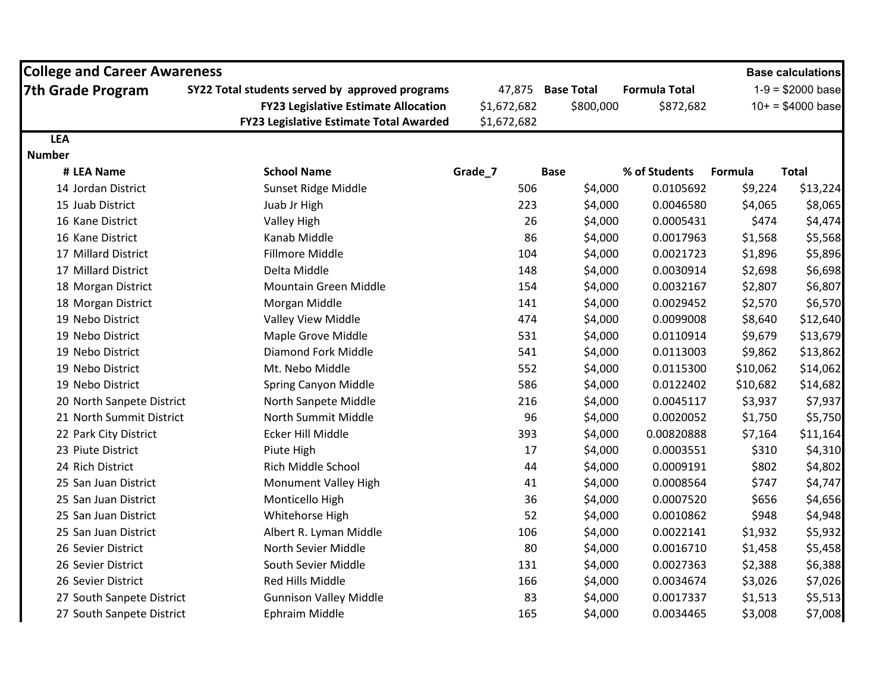| College and Career Awareness | | | | | | | Base calculations |
|---|---|---|---|---|---|---|---|
| 7th Grade Program | SY22 Total students served by approved programs | 47,875 | Base Total | Formula Total | | | 1-9 = $2000 base |
| | FY23 Legislative Estimate Allocation | $1,672,682 | $800,000 | $872,682 | | | 10+ = $4000 base |
| | FY23 Legislative Estimate Total Awarded | $1,672,682 | | | | | |

| LEA Number # | LEA Name | School Name | Grade_7 | Base | % of Students | Formula | Total |
|---|---|---|---|---|---|---|---|
| 14 | Jordan District | Sunset Ridge Middle | 506 | $4,000 | 0.0105692 | $9,224 | $13,224 |
| 15 | Juab District | Juab Jr High | 223 | $4,000 | 0.0046580 | $4,065 | $8,065 |
| 16 | Kane District | Valley High | 26 | $4,000 | 0.0005431 | $474 | $4,474 |
| 16 | Kane District | Kanab Middle | 86 | $4,000 | 0.0017963 | $1,568 | $5,568 |
| 17 | Millard District | Fillmore Middle | 104 | $4,000 | 0.0021723 | $1,896 | $5,896 |
| 17 | Millard District | Delta Middle | 148 | $4,000 | 0.0030914 | $2,698 | $6,698 |
| 18 | Morgan District | Mountain Green Middle | 154 | $4,000 | 0.0032167 | $2,807 | $6,807 |
| 18 | Morgan District | Morgan Middle | 141 | $4,000 | 0.0029452 | $2,570 | $6,570 |
| 19 | Nebo District | Valley View Middle | 474 | $4,000 | 0.0099008 | $8,640 | $12,640 |
| 19 | Nebo District | Maple Grove Middle | 531 | $4,000 | 0.0110914 | $9,679 | $13,679 |
| 19 | Nebo District | Diamond Fork Middle | 541 | $4,000 | 0.0113003 | $9,862 | $13,862 |
| 19 | Nebo District | Mt. Nebo Middle | 552 | $4,000 | 0.0115300 | $10,062 | $14,062 |
| 19 | Nebo District | Spring Canyon Middle | 586 | $4,000 | 0.0122402 | $10,682 | $14,682 |
| 20 | North Sanpete District | North Sanpete Middle | 216 | $4,000 | 0.0045117 | $3,937 | $7,937 |
| 21 | North Summit District | North Summit Middle | 96 | $4,000 | 0.0020052 | $1,750 | $5,750 |
| 22 | Park City District | Ecker Hill Middle | 393 | $4,000 | 0.00820888 | $7,164 | $11,164 |
| 23 | Piute District | Piute High | 17 | $4,000 | 0.0003551 | $310 | $4,310 |
| 24 | Rich District | Rich Middle School | 44 | $4,000 | 0.0009191 | $802 | $4,802 |
| 25 | San Juan District | Monument Valley High | 41 | $4,000 | 0.0008564 | $747 | $4,747 |
| 25 | San Juan District | Monticello High | 36 | $4,000 | 0.0007520 | $656 | $4,656 |
| 25 | San Juan District | Whitehorse High | 52 | $4,000 | 0.0010862 | $948 | $4,948 |
| 25 | San Juan District | Albert R. Lyman Middle | 106 | $4,000 | 0.0022141 | $1,932 | $5,932 |
| 26 | Sevier District | North Sevier Middle | 80 | $4,000 | 0.0016710 | $1,458 | $5,458 |
| 26 | Sevier District | South Sevier Middle | 131 | $4,000 | 0.0027363 | $2,388 | $6,388 |
| 26 | Sevier District | Red Hills Middle | 166 | $4,000 | 0.0034674 | $3,026 | $7,026 |
| 27 | South Sanpete District | Gunnison Valley Middle | 83 | $4,000 | 0.0017337 | $1,513 | $5,513 |
| 27 | South Sanpete District | Ephraim Middle | 165 | $4,000 | 0.0034465 | $3,008 | $7,008 |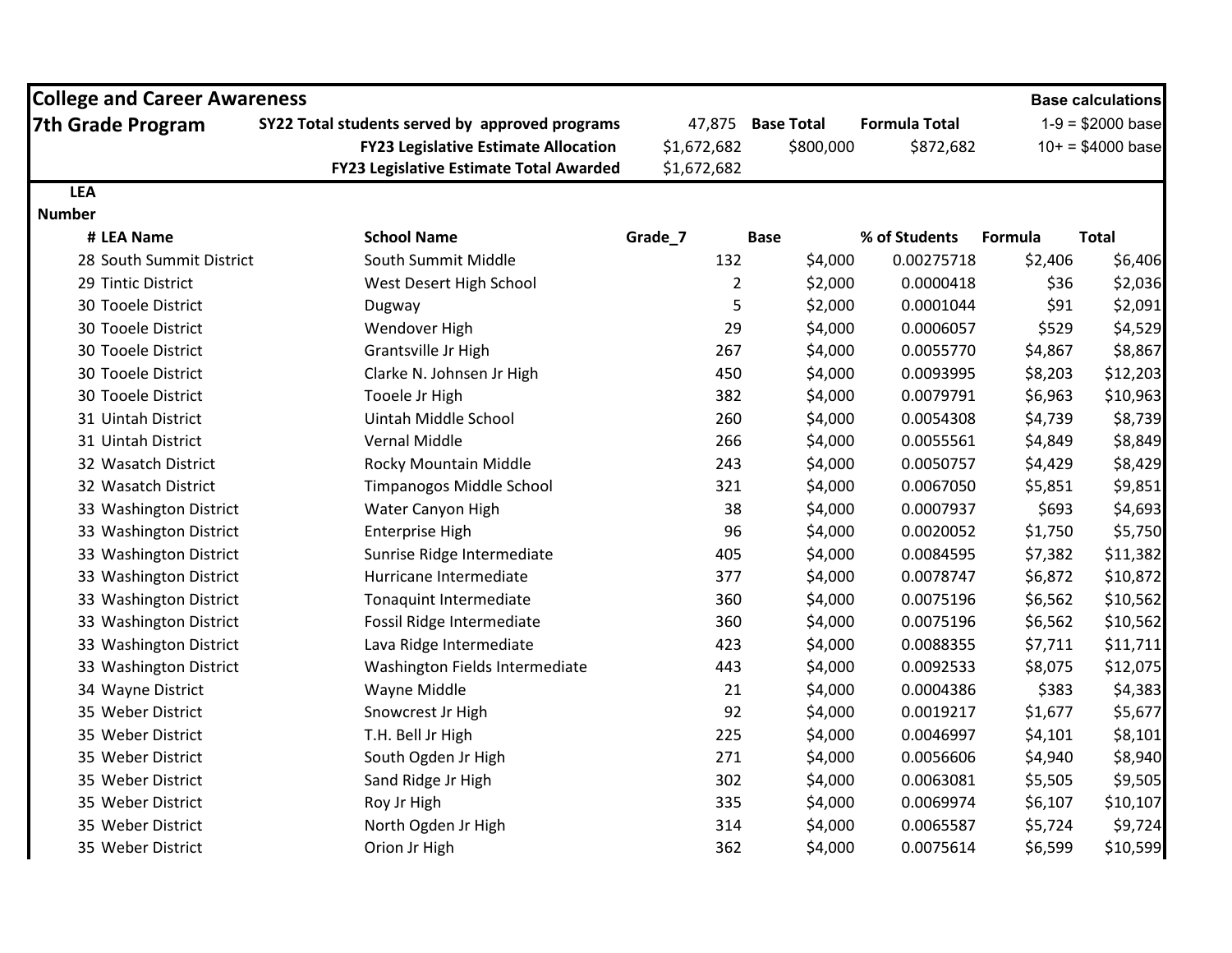## College and Career Awareness

## 7th Grade Program

| | | |
|---|---|---|
| **SY22 Total students served by approved programs** | 47,875 | |
| | **Base Total** | **Formula Total** |
| **FY23 Legislative Estimate Allocation** | $1,672,682 | |
| | $800,000 | $872,682 |
| **FY23 Legislative Estimate Total Awarded** | $1,672,682 | |

**Base calculations**

1-9 = $2000 base

10+ = $4000 base

| LEA Number # | LEA Name | School Name | Grade_7 | Base | % of Students | Formula | Total |
|---|---|---|---|---|---|---|---|
| 28 | South Summit District | South Summit Middle | 132 | $4,000 | 0.00275718 | $2,406 | $6,406 |
| 29 | Tintic District | West Desert High School | 2 | $2,000 | 0.0000418 | $36 | $2,036 |
| 30 | Tooele District | Dugway | 5 | $2,000 | 0.0001044 | $91 | $2,091 |
| 30 | Tooele District | Wendover High | 29 | $4,000 | 0.0006057 | $529 | $4,529 |
| 30 | Tooele District | Grantsville Jr High | 267 | $4,000 | 0.0055770 | $4,867 | $8,867 |
| 30 | Tooele District | Clarke N. Johnsen Jr High | 450 | $4,000 | 0.0093995 | $8,203 | $12,203 |
| 30 | Tooele District | Tooele Jr High | 382 | $4,000 | 0.0079791 | $6,963 | $10,963 |
| 31 | Uintah District | Uintah Middle School | 260 | $4,000 | 0.0054308 | $4,739 | $8,739 |
| 31 | Uintah District | Vernal Middle | 266 | $4,000 | 0.0055561 | $4,849 | $8,849 |
| 32 | Wasatch District | Rocky Mountain Middle | 243 | $4,000 | 0.0050757 | $4,429 | $8,429 |
| 32 | Wasatch District | Timpanogos Middle School | 321 | $4,000 | 0.0067050 | $5,851 | $9,851 |
| 33 | Washington District | Water Canyon High | 38 | $4,000 | 0.0007937 | $693 | $4,693 |
| 33 | Washington District | Enterprise High | 96 | $4,000 | 0.0020052 | $1,750 | $5,750 |
| 33 | Washington District | Sunrise Ridge Intermediate | 405 | $4,000 | 0.0084595 | $7,382 | $11,382 |
| 33 | Washington District | Hurricane Intermediate | 377 | $4,000 | 0.0078747 | $6,872 | $10,872 |
| 33 | Washington District | Tonaquint Intermediate | 360 | $4,000 | 0.0075196 | $6,562 | $10,562 |
| 33 | Washington District | Fossil Ridge Intermediate | 360 | $4,000 | 0.0075196 | $6,562 | $10,562 |
| 33 | Washington District | Lava Ridge Intermediate | 423 | $4,000 | 0.0088355 | $7,711 | $11,711 |
| 33 | Washington District | Washington Fields Intermediate | 443 | $4,000 | 0.0092533 | $8,075 | $12,075 |
| 34 | Wayne District | Wayne Middle | 21 | $4,000 | 0.0004386 | $383 | $4,383 |
| 35 | Weber District | Snowcrest Jr High | 92 | $4,000 | 0.0019217 | $1,677 | $5,677 |
| 35 | Weber District | T.H. Bell Jr High | 225 | $4,000 | 0.0046997 | $4,101 | $8,101 |
| 35 | Weber District | South Ogden Jr High | 271 | $4,000 | 0.0056606 | $4,940 | $8,940 |
| 35 | Weber District | Sand Ridge Jr High | 302 | $4,000 | 0.0063081 | $5,505 | $9,505 |
| 35 | Weber District | Roy Jr High | 335 | $4,000 | 0.0069974 | $6,107 | $10,107 |
| 35 | Weber District | North Ogden Jr High | 314 | $4,000 | 0.0065587 | $5,724 | $9,724 |
| 35 | Weber District | Orion Jr High | 362 | $4,000 | 0.0075614 | $6,599 | $10,599 |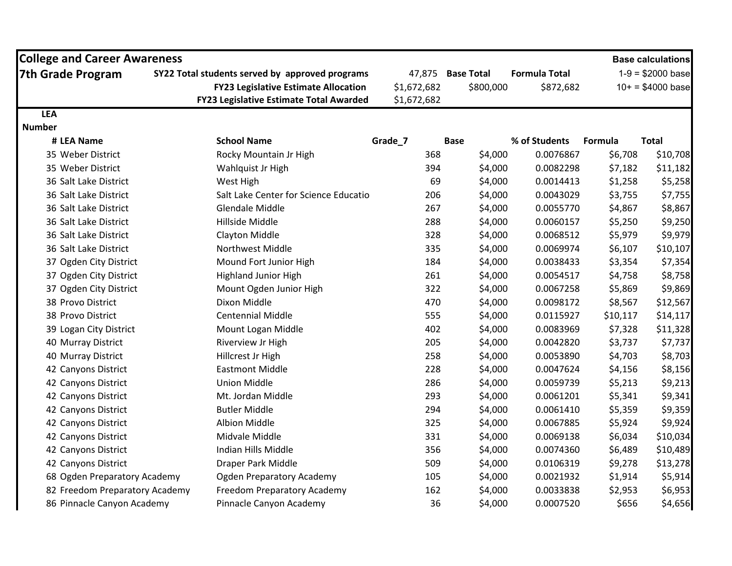**College and Career Awareness**

**7th Grade Program**

| | | | | | |
|---|---|---|---|---|---|
| **SY22 Total students served by approved programs** | 47,875 | **Base Total** | **Formula Total** | **Base calculations** | |
| **FY23 Legislative Estimate Allocation** | $1,672,682 | $800,000 | $872,682 | 1-9 = $2000 base | |
| **FY23 Legislative Estimate Total Awarded** | $1,672,682 | | | 10+ = $4000 base | |

| LEA Number # | LEA Name | School Name | Grade_7 | Base | % of Students | Formula | Total |
|---|---|---|---|---|---|---|---|
| 35 | Weber District | Rocky Mountain Jr High | 368 | $4,000 | 0.0076867 | $6,708 | $10,708 |
| 35 | Weber District | Wahlquist Jr High | 394 | $4,000 | 0.0082298 | $7,182 | $11,182 |
| 36 | Salt Lake District | West High | 69 | $4,000 | 0.0014413 | $1,258 | $5,258 |
| 36 | Salt Lake District | Salt Lake Center for Science Educatio | 206 | $4,000 | 0.0043029 | $3,755 | $7,755 |
| 36 | Salt Lake District | Glendale Middle | 267 | $4,000 | 0.0055770 | $4,867 | $8,867 |
| 36 | Salt Lake District | Hillside Middle | 288 | $4,000 | 0.0060157 | $5,250 | $9,250 |
| 36 | Salt Lake District | Clayton Middle | 328 | $4,000 | 0.0068512 | $5,979 | $9,979 |
| 36 | Salt Lake District | Northwest Middle | 335 | $4,000 | 0.0069974 | $6,107 | $10,107 |
| 37 | Ogden City District | Mound Fort Junior High | 184 | $4,000 | 0.0038433 | $3,354 | $7,354 |
| 37 | Ogden City District | Highland Junior High | 261 | $4,000 | 0.0054517 | $4,758 | $8,758 |
| 37 | Ogden City District | Mount Ogden Junior High | 322 | $4,000 | 0.0067258 | $5,869 | $9,869 |
| 38 | Provo District | Dixon Middle | 470 | $4,000 | 0.0098172 | $8,567 | $12,567 |
| 38 | Provo District | Centennial Middle | 555 | $4,000 | 0.0115927 | $10,117 | $14,117 |
| 39 | Logan City District | Mount Logan Middle | 402 | $4,000 | 0.0083969 | $7,328 | $11,328 |
| 40 | Murray District | Riverview Jr High | 205 | $4,000 | 0.0042820 | $3,737 | $7,737 |
| 40 | Murray District | Hillcrest Jr High | 258 | $4,000 | 0.0053890 | $4,703 | $8,703 |
| 42 | Canyons District | Eastmont Middle | 228 | $4,000 | 0.0047624 | $4,156 | $8,156 |
| 42 | Canyons District | Union Middle | 286 | $4,000 | 0.0059739 | $5,213 | $9,213 |
| 42 | Canyons District | Mt. Jordan Middle | 293 | $4,000 | 0.0061201 | $5,341 | $9,341 |
| 42 | Canyons District | Butler Middle | 294 | $4,000 | 0.0061410 | $5,359 | $9,359 |
| 42 | Canyons District | Albion Middle | 325 | $4,000 | 0.0067885 | $5,924 | $9,924 |
| 42 | Canyons District | Midvale Middle | 331 | $4,000 | 0.0069138 | $6,034 | $10,034 |
| 42 | Canyons District | Indian Hills Middle | 356 | $4,000 | 0.0074360 | $6,489 | $10,489 |
| 42 | Canyons District | Draper Park Middle | 509 | $4,000 | 0.0106319 | $9,278 | $13,278 |
| 68 | Ogden Preparatory Academy | Ogden Preparatory Academy | 105 | $4,000 | 0.0021932 | $1,914 | $5,914 |
| 82 | Freedom Preparatory Academy | Freedom Preparatory Academy | 162 | $4,000 | 0.0033838 | $2,953 | $6,953 |
| 86 | Pinnacle Canyon Academy | Pinnacle Canyon Academy | 36 | $4,000 | 0.0007520 | $656 | $4,656 |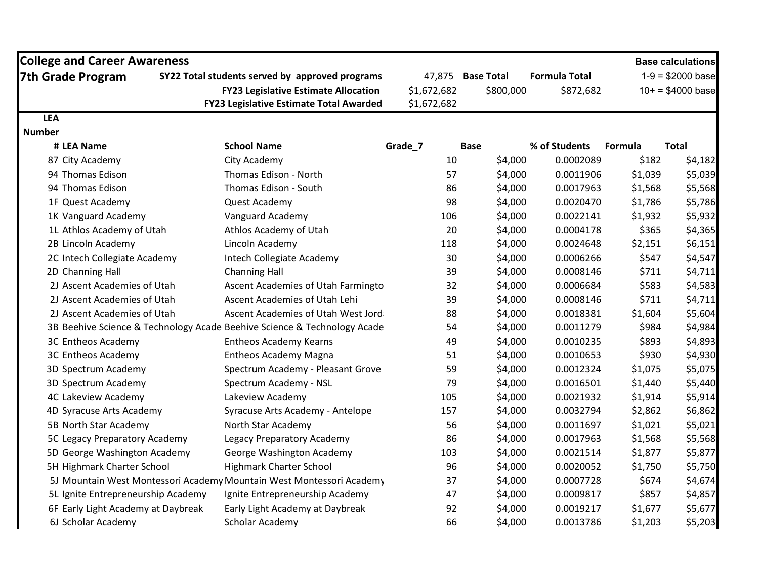## College and Career Awareness

## 7th Grade Program

| | | |
|---|---|---|
| SY22 Total students served by approved programs | 47,875 | |
| FY23 Legislative Estimate Allocation | $1,672,682 | |
| FY23 Legislative Estimate Total Awarded | $1,672,682 | |

| Base Total | Formula Total |
|---|---|
| $800,000 | $872,682 |

**Base calculations**
1-9 = $2000 base
10+ = $4000 base

| LEA Number # | LEA Name | School Name | Grade_7 | Base | % of Students | Formula | Total |
|---|---|---|---|---|---|---|---|
| 87 | City Academy | City Academy | 10 | $4,000 | 0.0002089 | $182 | $4,182 |
| 94 | Thomas Edison | Thomas Edison - North | 57 | $4,000 | 0.0011906 | $1,039 | $5,039 |
| 94 | Thomas Edison | Thomas Edison - South | 86 | $4,000 | 0.0017963 | $1,568 | $5,568 |
| 1F | Quest Academy | Quest Academy | 98 | $4,000 | 0.0020470 | $1,786 | $5,786 |
| 1K | Vanguard Academy | Vanguard Academy | 106 | $4,000 | 0.0022141 | $1,932 | $5,932 |
| 1L | Athlos Academy of Utah | Athlos Academy of Utah | 20 | $4,000 | 0.0004178 | $365 | $4,365 |
| 2B | Lincoln Academy | Lincoln Academy | 118 | $4,000 | 0.0024648 | $2,151 | $6,151 |
| 2C | Intech Collegiate Academy | Intech Collegiate Academy | 30 | $4,000 | 0.0006266 | $547 | $4,547 |
| 2D | Channing Hall | Channing Hall | 39 | $4,000 | 0.0008146 | $711 | $4,711 |
| 2J | Ascent Academies of Utah | Ascent Academies of Utah Farmingto | 32 | $4,000 | 0.0006684 | $583 | $4,583 |
| 2J | Ascent Academies of Utah | Ascent Academies of Utah Lehi | 39 | $4,000 | 0.0008146 | $711 | $4,711 |
| 2J | Ascent Academies of Utah | Ascent Academies of Utah West Jord | 88 | $4,000 | 0.0018381 | $1,604 | $5,604 |
| 3B | Beehive Science & Technology Acade | Beehive Science & Technology Acade | 54 | $4,000 | 0.0011279 | $984 | $4,984 |
| 3C | Entheos Academy | Entheos Academy Kearns | 49 | $4,000 | 0.0010235 | $893 | $4,893 |
| 3C | Entheos Academy | Entheos Academy Magna | 51 | $4,000 | 0.0010653 | $930 | $4,930 |
| 3D | Spectrum Academy | Spectrum Academy - Pleasant Grove | 59 | $4,000 | 0.0012324 | $1,075 | $5,075 |
| 3D | Spectrum Academy | Spectrum Academy - NSL | 79 | $4,000 | 0.0016501 | $1,440 | $5,440 |
| 4C | Lakeview Academy | Lakeview Academy | 105 | $4,000 | 0.0021932 | $1,914 | $5,914 |
| 4D | Syracuse Arts Academy | Syracuse Arts Academy - Antelope | 157 | $4,000 | 0.0032794 | $2,862 | $6,862 |
| 5B | North Star Academy | North Star Academy | 56 | $4,000 | 0.0011697 | $1,021 | $5,021 |
| 5C | Legacy Preparatory Academy | Legacy Preparatory Academy | 86 | $4,000 | 0.0017963 | $1,568 | $5,568 |
| 5D | George Washington Academy | George Washington Academy | 103 | $4,000 | 0.0021514 | $1,877 | $5,877 |
| 5H | Highmark Charter School | Highmark Charter School | 96 | $4,000 | 0.0020052 | $1,750 | $5,750 |
| 5J | Mountain West Montessori Academy | Mountain West Montessori Academy | 37 | $4,000 | 0.0007728 | $674 | $4,674 |
| 5L | Ignite Entrepreneurship Academy | Ignite Entrepreneurship Academy | 47 | $4,000 | 0.0009817 | $857 | $4,857 |
| 6F | Early Light Academy at Daybreak | Early Light Academy at Daybreak | 92 | $4,000 | 0.0019217 | $1,677 | $5,677 |
| 6J | Scholar Academy | Scholar Academy | 66 | $4,000 | 0.0013786 | $1,203 | $5,203 |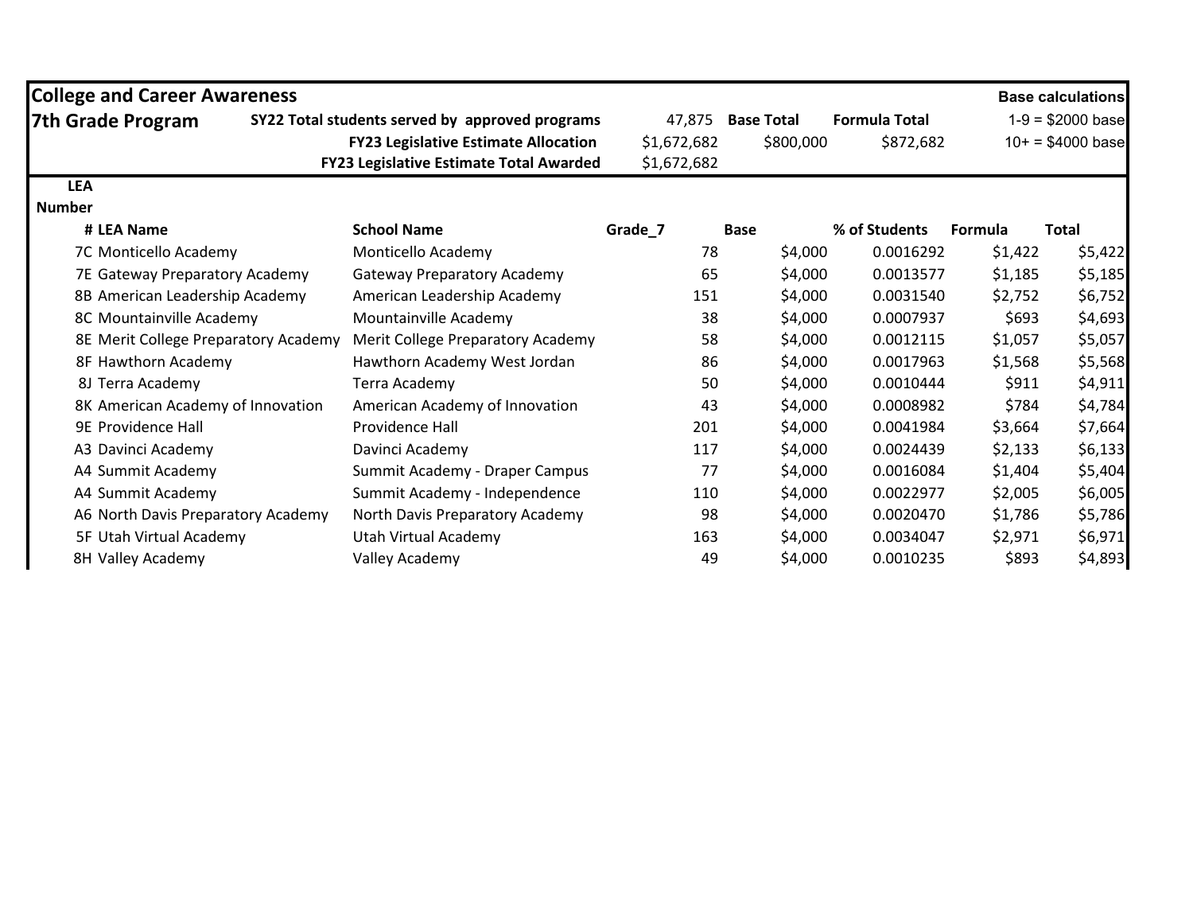**College and Career Awareness**

**7th Grade Program**

| | | | | | |
|---|---|---|---|---|---|
| **SY22 Total students served by approved programs** | 47,875 | **Base Total** | **Formula Total** | | **Base calculations** |
| **FY23 Legislative Estimate Allocation** | $1,672,682 | $800,000 | $872,682 | | 1-9 = $2000 base |
| **FY23 Legislative Estimate Total Awarded** | $1,672,682 | | | | 10+ = $4000 base |

| LEA Number # | LEA Name | School Name | Grade_7 | Base | % of Students | Formula | Total |
|---|---|---|---|---|---|---|---|
| 7C | Monticello Academy | Monticello Academy | 78 | $4,000 | 0.0016292 | $1,422 | $5,422 |
| 7E | Gateway Preparatory Academy | Gateway Preparatory Academy | 65 | $4,000 | 0.0013577 | $1,185 | $5,185 |
| 8B | American Leadership Academy | American Leadership Academy | 151 | $4,000 | 0.0031540 | $2,752 | $6,752 |
| 8C | Mountainville Academy | Mountainville Academy | 38 | $4,000 | 0.0007937 | $693 | $4,693 |
| 8E | Merit College Preparatory Academy | Merit College Preparatory Academy | 58 | $4,000 | 0.0012115 | $1,057 | $5,057 |
| 8F | Hawthorn Academy | Hawthorn Academy West Jordan | 86 | $4,000 | 0.0017963 | $1,568 | $5,568 |
| 8J | Terra Academy | Terra Academy | 50 | $4,000 | 0.0010444 | $911 | $4,911 |
| 8K | American Academy of Innovation | American Academy of Innovation | 43 | $4,000 | 0.0008982 | $784 | $4,784 |
| 9E | Providence Hall | Providence Hall | 201 | $4,000 | 0.0041984 | $3,664 | $7,664 |
| A3 | Davinci Academy | Davinci Academy | 117 | $4,000 | 0.0024439 | $2,133 | $6,133 |
| A4 | Summit Academy | Summit Academy - Draper Campus | 77 | $4,000 | 0.0016084 | $1,404 | $5,404 |
| A4 | Summit Academy | Summit Academy - Independence | 110 | $4,000 | 0.0022977 | $2,005 | $6,005 |
| A6 | North Davis Preparatory Academy | North Davis Preparatory Academy | 98 | $4,000 | 0.0020470 | $1,786 | $5,786 |
| 5F | Utah Virtual Academy | Utah Virtual Academy | 163 | $4,000 | 0.0034047 | $2,971 | $6,971 |
| 8H | Valley Academy | Valley Academy | 49 | $4,000 | 0.0010235 | $893 | $4,893 |